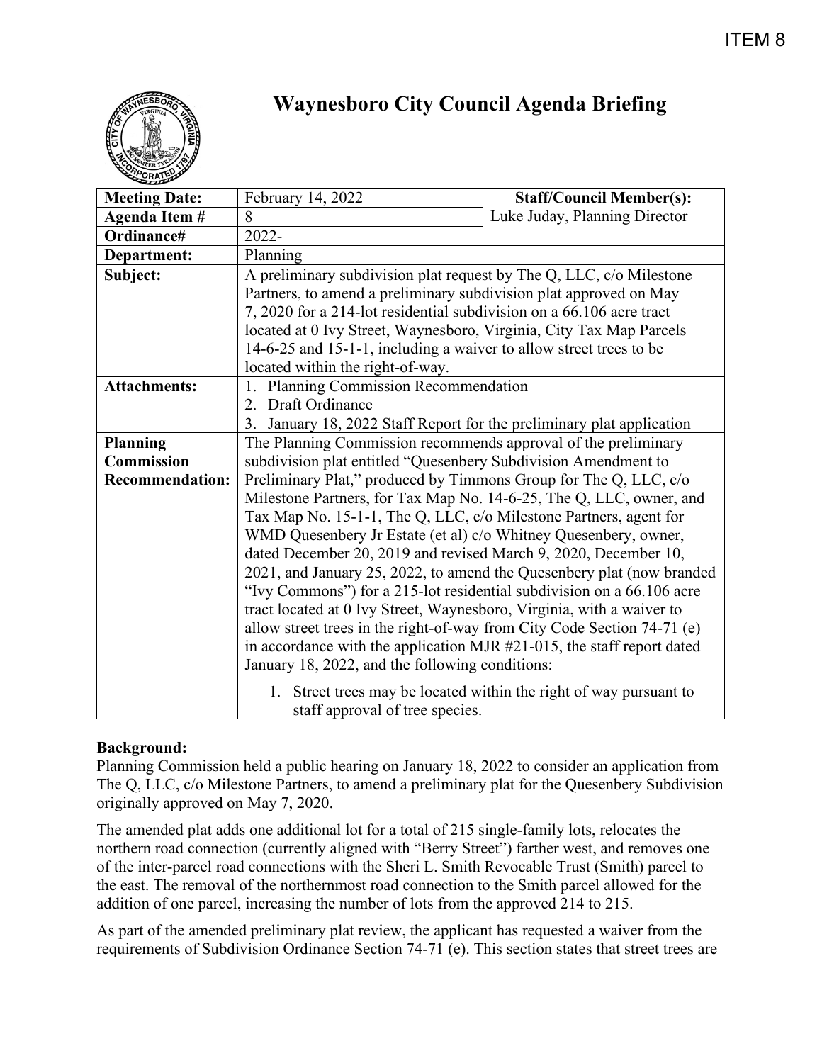ITEM 8

# Waynesboro City Council Agenda Briefing

| Meeting Date: | February 14, 2022 | Staff/Council Member(s): Luke Juday, Planning Director |
|---|---|---|
| Agenda Item # | 8 | |
| Ordinance# | 2022- | |
| Department: | Planning | |
| Subject: | A preliminary subdivision plat request by The Q, LLC, c/o Milestone Partners, to amend a preliminary subdivision plat approved on May 7, 2020 for a 214-lot residential subdivision on a 66.106 acre tract located at 0 Ivy Street, Waynesboro, Virginia, City Tax Map Parcels 14-6-25 and 15-1-1, including a waiver to allow street trees to be located within the right-of-way. | |
| Attachments: | 1. Planning Commission Recommendation<br>2. Draft Ordinance<br>3. January 18, 2022 Staff Report for the preliminary plat application | |
| Planning Commission Recommendation: | The Planning Commission recommends approval of the preliminary subdivision plat entitled "Quesenbery Subdivision Amendment to Preliminary Plat," produced by Timmons Group for The Q, LLC, c/o Milestone Partners, for Tax Map No. 14-6-25, The Q, LLC, owner, and Tax Map No. 15-1-1, The Q, LLC, c/o Milestone Partners, agent for WMD Quesenbery Jr Estate (et al) c/o Whitney Quesenbery, owner, dated December 20, 2019 and revised March 9, 2020, December 10, 2021, and January 25, 2022, to amend the Quesenbery plat (now branded "Ivy Commons") for a 215-lot residential subdivision on a 66.106 acre tract located at 0 Ivy Street, Waynesboro, Virginia, with a waiver to allow street trees in the right-of-way from City Code Section 74-71 (e) in accordance with the application MJR #21-015, the staff report dated January 18, 2022, and the following conditions:<br>1. Street trees may be located within the right of way pursuant to staff approval of tree species. | |

**Background:**

Planning Commission held a public hearing on January 18, 2022 to consider an application from The Q, LLC, c/o Milestone Partners, to amend a preliminary plat for the Quesenbery Subdivision originally approved on May 7, 2020.

The amended plat adds one additional lot for a total of 215 single-family lots, relocates the northern road connection (currently aligned with "Berry Street") farther west, and removes one of the inter-parcel road connections with the Sheri L. Smith Revocable Trust (Smith) parcel to the east. The removal of the northernmost road connection to the Smith parcel allowed for the addition of one parcel, increasing the number of lots from the approved 214 to 215.

As part of the amended preliminary plat review, the applicant has requested a waiver from the requirements of Subdivision Ordinance Section 74-71 (e). This section states that street trees are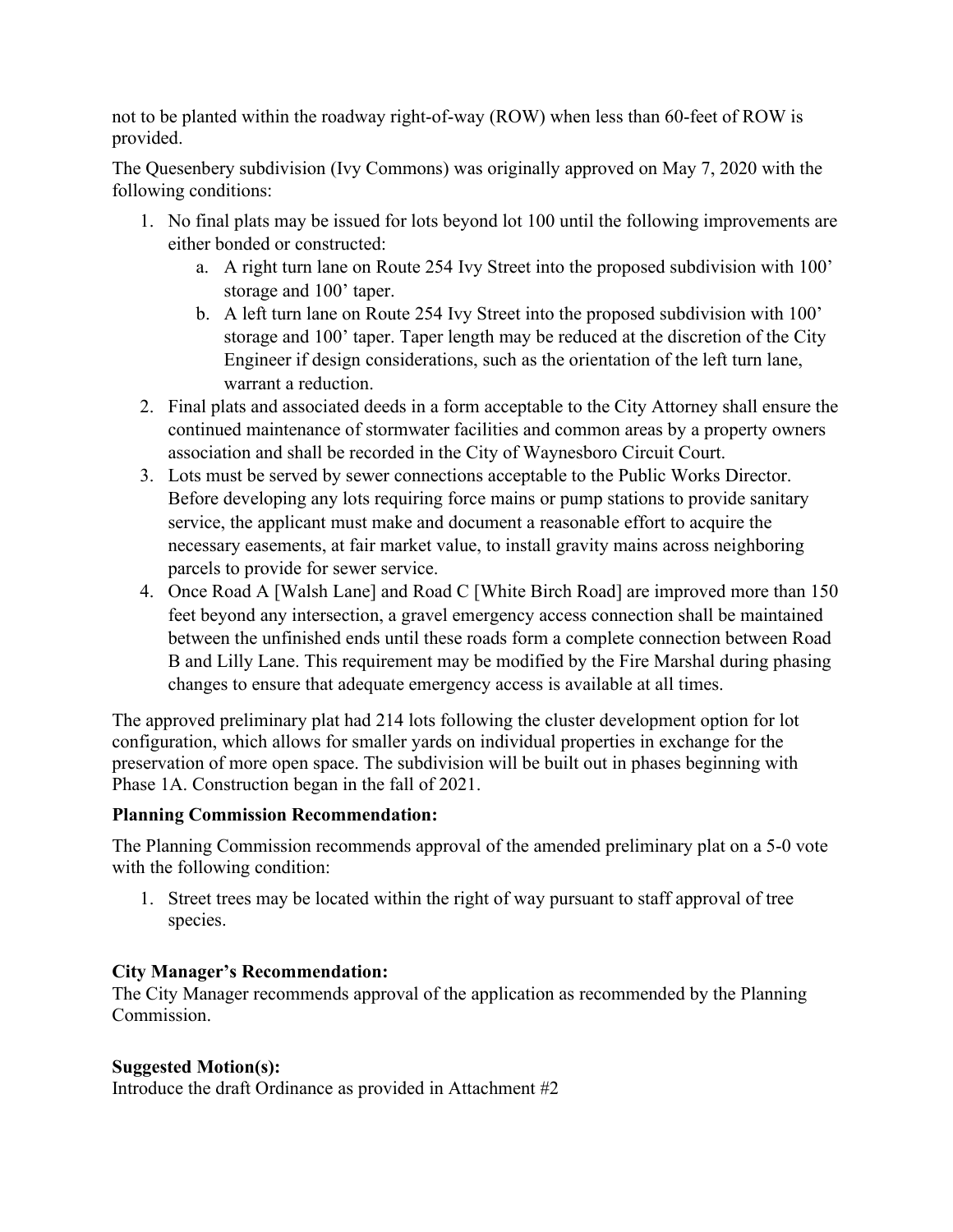not to be planted within the roadway right-of-way (ROW) when less than 60-feet of ROW is provided.

The Quesenbery subdivision (Ivy Commons) was originally approved on May 7, 2020 with the following conditions:

1. No final plats may be issued for lots beyond lot 100 until the following improvements are either bonded or constructed:
   a. A right turn lane on Route 254 Ivy Street into the proposed subdivision with 100' storage and 100' taper.
   b. A left turn lane on Route 254 Ivy Street into the proposed subdivision with 100' storage and 100' taper. Taper length may be reduced at the discretion of the City Engineer if design considerations, such as the orientation of the left turn lane, warrant a reduction.
2. Final plats and associated deeds in a form acceptable to the City Attorney shall ensure the continued maintenance of stormwater facilities and common areas by a property owners association and shall be recorded in the City of Waynesboro Circuit Court.
3. Lots must be served by sewer connections acceptable to the Public Works Director. Before developing any lots requiring force mains or pump stations to provide sanitary service, the applicant must make and document a reasonable effort to acquire the necessary easements, at fair market value, to install gravity mains across neighboring parcels to provide for sewer service.
4. Once Road A [Walsh Lane] and Road C [White Birch Road] are improved more than 150 feet beyond any intersection, a gravel emergency access connection shall be maintained between the unfinished ends until these roads form a complete connection between Road B and Lilly Lane. This requirement may be modified by the Fire Marshal during phasing changes to ensure that adequate emergency access is available at all times.

The approved preliminary plat had 214 lots following the cluster development option for lot configuration, which allows for smaller yards on individual properties in exchange for the preservation of more open space. The subdivision will be built out in phases beginning with Phase 1A. Construction began in the fall of 2021.

**Planning Commission Recommendation:**

The Planning Commission recommends approval of the amended preliminary plat on a 5-0 vote with the following condition:

1. Street trees may be located within the right of way pursuant to staff approval of tree species.

**City Manager's Recommendation:**

The City Manager recommends approval of the application as recommended by the Planning Commission.

**Suggested Motion(s):**

Introduce the draft Ordinance as provided in Attachment #2